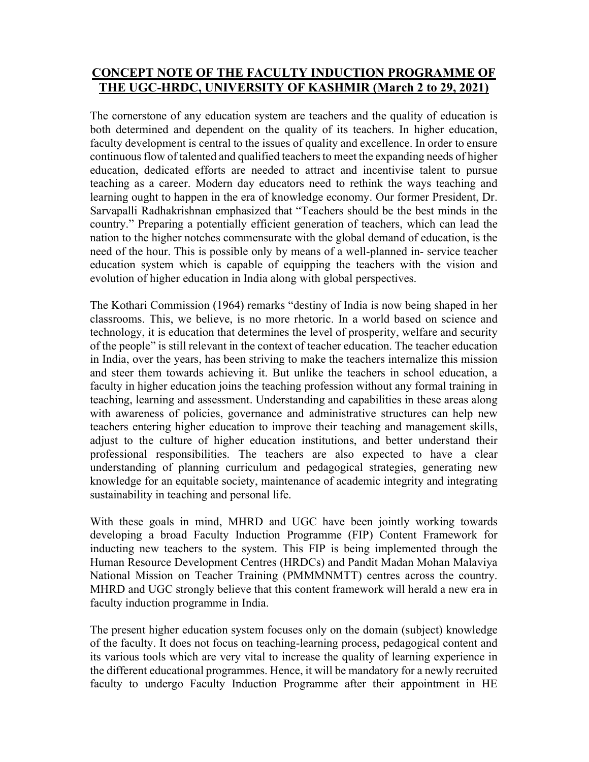# CONCEPT NOTE OF THE FACULTY INDUCTION PROGRAMME OF THE UGC-HRDC, UNIVERSITY OF KASHMIR (March 2 to 29, 2021)

The cornerstone of any education system are teachers and the quality of education is both determined and dependent on the quality of its teachers. In higher education, faculty development is central to the issues of quality and excellence. In order to ensure continuous flow of talented and qualified teachers to meet the expanding needs of higher education, dedicated efforts are needed to attract and incentivise talent to pursue teaching as a career. Modern day educators need to rethink the ways teaching and learning ought to happen in the era of knowledge economy. Our former President, Dr. Sarvapalli Radhakrishnan emphasized that "Teachers should be the best minds in the country." Preparing a potentially efficient generation of teachers, which can lead the nation to the higher notches commensurate with the global demand of education, is the need of the hour. This is possible only by means of a well-planned in- service teacher education system which is capable of equipping the teachers with the vision and evolution of higher education in India along with global perspectives.

The Kothari Commission (1964) remarks "destiny of India is now being shaped in her classrooms. This, we believe, is no more rhetoric. In a world based on science and technology, it is education that determines the level of prosperity, welfare and security of the people" is still relevant in the context of teacher education. The teacher education in India, over the years, has been striving to make the teachers internalize this mission and steer them towards achieving it. But unlike the teachers in school education, a faculty in higher education joins the teaching profession without any formal training in teaching, learning and assessment. Understanding and capabilities in these areas along with awareness of policies, governance and administrative structures can help new teachers entering higher education to improve their teaching and management skills, adjust to the culture of higher education institutions, and better understand their professional responsibilities. The teachers are also expected to have a clear understanding of planning curriculum and pedagogical strategies, generating new knowledge for an equitable society, maintenance of academic integrity and integrating sustainability in teaching and personal life.

With these goals in mind, MHRD and UGC have been jointly working towards developing a broad Faculty Induction Programme (FIP) Content Framework for inducting new teachers to the system. This FIP is being implemented through the Human Resource Development Centres (HRDCs) and Pandit Madan Mohan Malaviya National Mission on Teacher Training (PMMMNMTT) centres across the country. MHRD and UGC strongly believe that this content framework will herald a new era in faculty induction programme in India.

The present higher education system focuses only on the domain (subject) knowledge of the faculty. It does not focus on teaching-learning process, pedagogical content and its various tools which are very vital to increase the quality of learning experience in the different educational programmes. Hence, it will be mandatory for a newly recruited faculty to undergo Faculty Induction Programme after their appointment in HE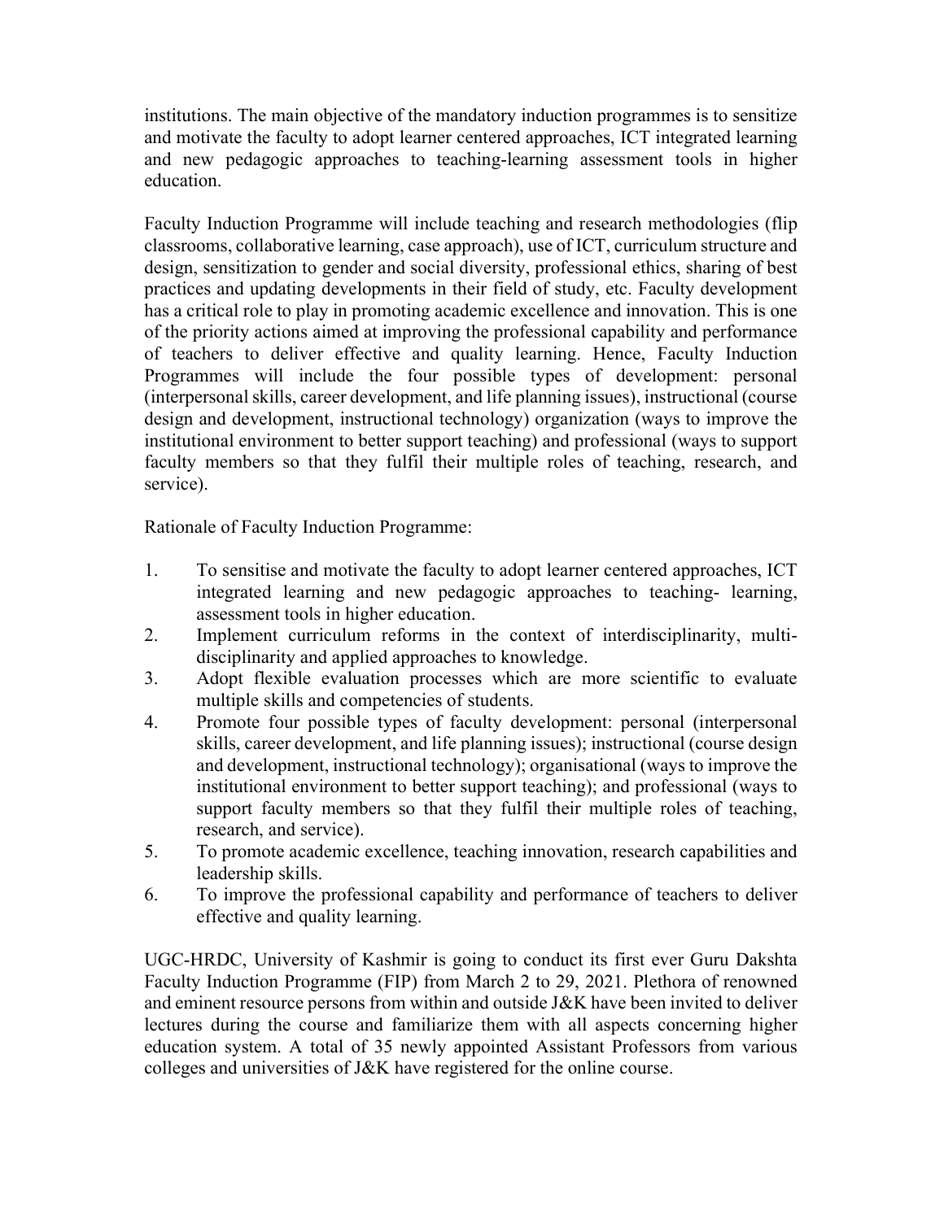institutions. The main objective of the mandatory induction programmes is to sensitize and motivate the faculty to adopt learner centered approaches, ICT integrated learning and new pedagogic approaches to teaching-learning assessment tools in higher education.

Faculty Induction Programme will include teaching and research methodologies (flip classrooms, collaborative learning, case approach), use of ICT, curriculum structure and design, sensitization to gender and social diversity, professional ethics, sharing of best practices and updating developments in their field of study, etc. Faculty development has a critical role to play in promoting academic excellence and innovation. This is one of the priority actions aimed at improving the professional capability and performance of teachers to deliver effective and quality learning. Hence, Faculty Induction Programmes will include the four possible types of development: personal (interpersonal skills, career development, and life planning issues), instructional (course design and development, instructional technology) organization (ways to improve the institutional environment to better support teaching) and professional (ways to support faculty members so that they fulfil their multiple roles of teaching, research, and service).

Rationale of Faculty Induction Programme:

1. To sensitise and motivate the faculty to adopt learner centered approaches, ICT integrated learning and new pedagogic approaches to teaching- learning, assessment tools in higher education.
2. Implement curriculum reforms in the context of interdisciplinarity, multi-disciplinarity and applied approaches to knowledge.
3. Adopt flexible evaluation processes which are more scientific to evaluate multiple skills and competencies of students.
4. Promote four possible types of faculty development: personal (interpersonal skills, career development, and life planning issues); instructional (course design and development, instructional technology); organisational (ways to improve the institutional environment to better support teaching); and professional (ways to support faculty members so that they fulfil their multiple roles of teaching, research, and service).
5. To promote academic excellence, teaching innovation, research capabilities and leadership skills.
6. To improve the professional capability and performance of teachers to deliver effective and quality learning.

UGC-HRDC, University of Kashmir is going to conduct its first ever Guru Dakshta Faculty Induction Programme (FIP) from March 2 to 29, 2021. Plethora of renowned and eminent resource persons from within and outside J&K have been invited to deliver lectures during the course and familiarize them with all aspects concerning higher education system. A total of 35 newly appointed Assistant Professors from various colleges and universities of J&K have registered for the online course.